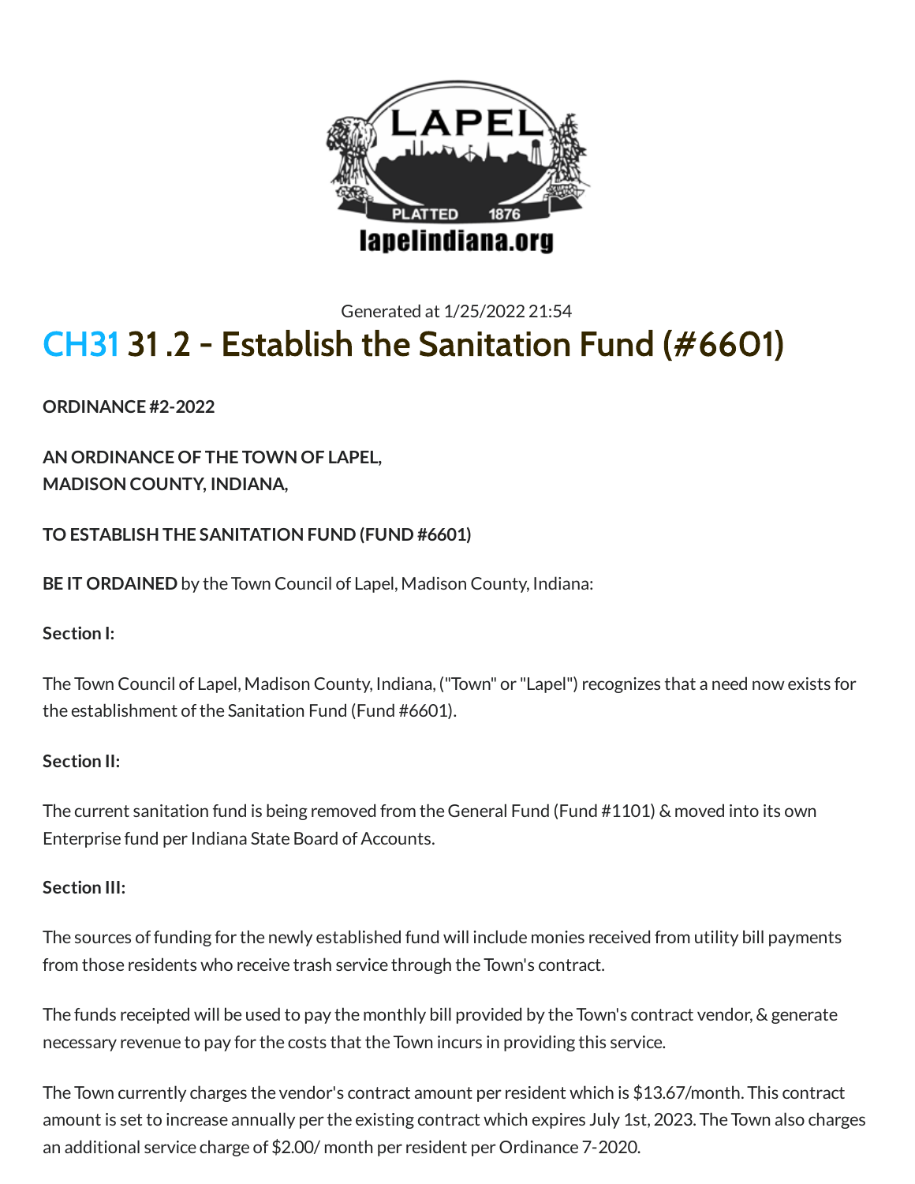Generated at 1/25/2022 21:54

# CH31 31.2 - Establish the Sanitation Fund (#6601)

**ORDINANCE #2-2022**

**AN ORDINANCE OF THE TOWN OF LAPEL,**
**MADISON COUNTY, INDIANA,**

**TO ESTABLISH THE SANITATION FUND (FUND #6601)**

**BE IT ORDAINED** by the Town Council of Lapel, Madison County, Indiana:

**Section I:**

The Town Council of Lapel, Madison County, Indiana, ("Town" or "Lapel") recognizes that a need now exists for the establishment of the Sanitation Fund (Fund #6601).

**Section II:**

The current sanitation fund is being removed from the General Fund (Fund #1101) & moved into its own Enterprise fund per Indiana State Board of Accounts.

**Section III:**

The sources of funding for the newly established fund will include monies received from utility bill payments from those residents who receive trash service through the Town's contract.

The funds receipted will be used to pay the monthly bill provided by the Town's contract vendor, & generate necessary revenue to pay for the costs that the Town incurs in providing this service.

The Town currently charges the vendor's contract amount per resident which is $13.67/month. This contract amount is set to increase annually per the existing contract which expires July 1st, 2023. The Town also charges an additional service charge of $2.00/ month per resident per Ordinance 7-2020.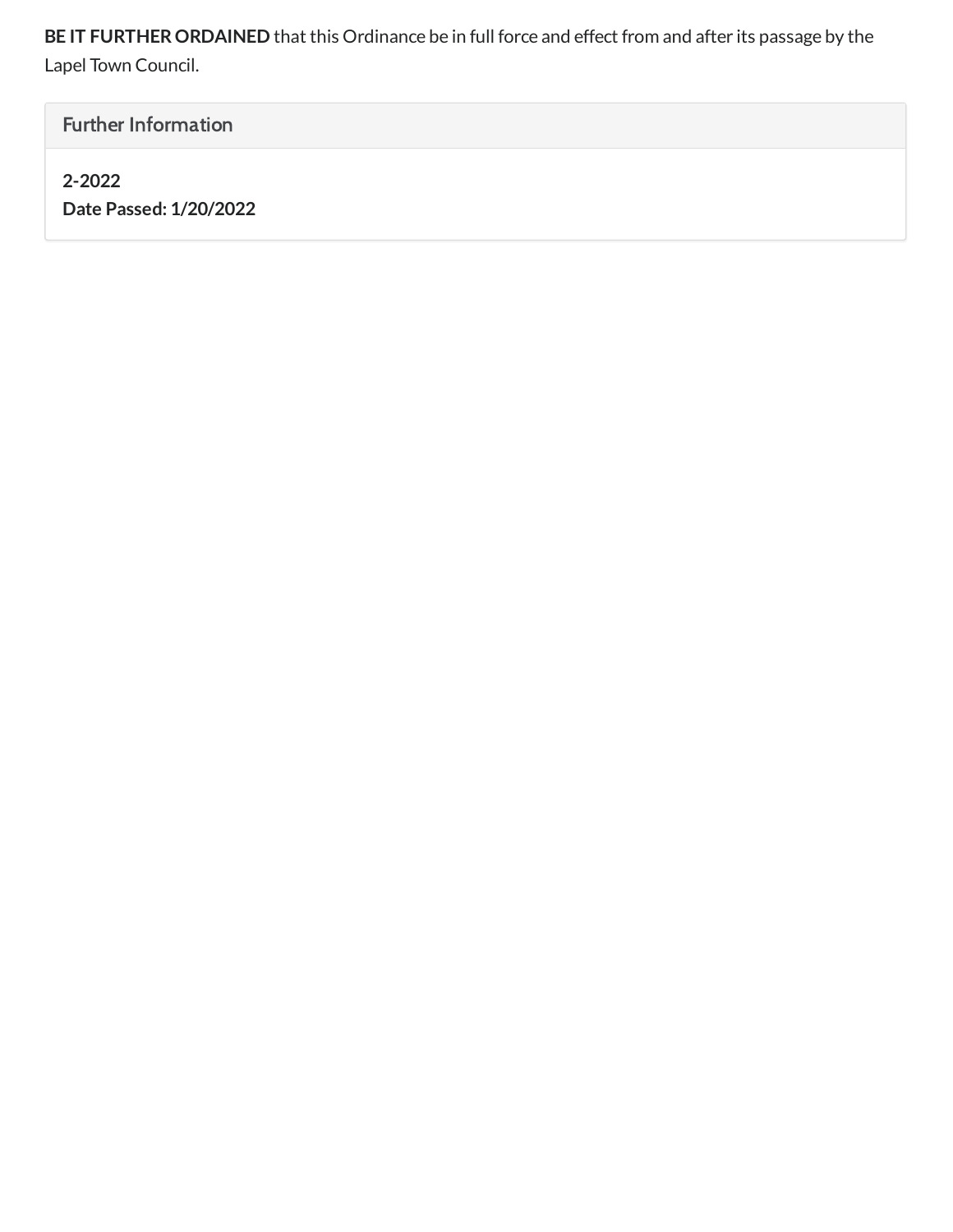**BE IT FURTHER ORDAINED** that this Ordinance be in full force and effect from and after its passage by the Lapel Town Council.

### Further Information

**2-2022**
**Date Passed: 1/20/2022**